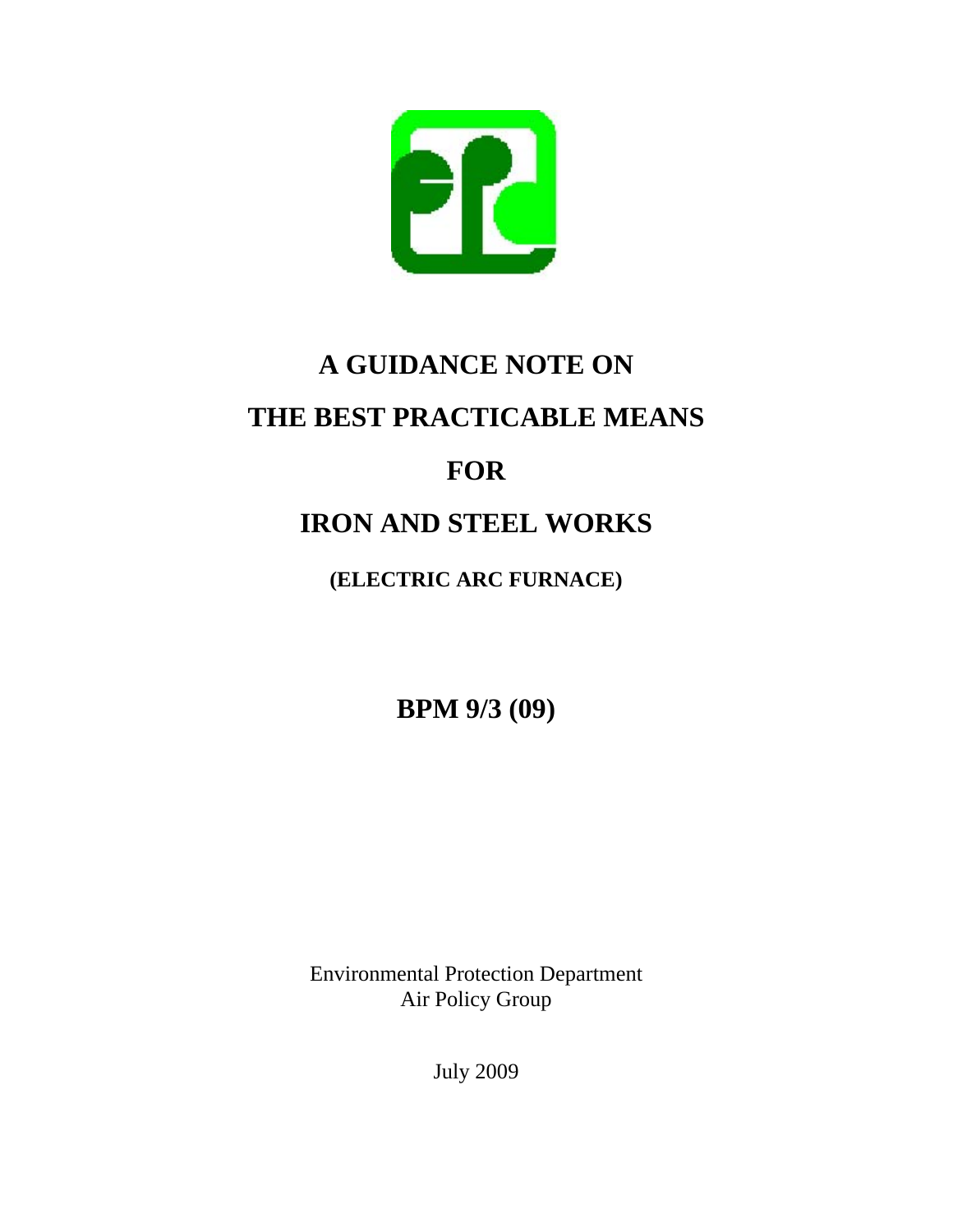# A GUIDANCE NOTE ON THE BEST PRACTICABLE MEANS FOR IRON AND STEEL WORKS

## (ELECTRIC ARC FURNACE)

## BPM 9/3 (09)

Environmental Protection Department
Air Policy Group

July 2009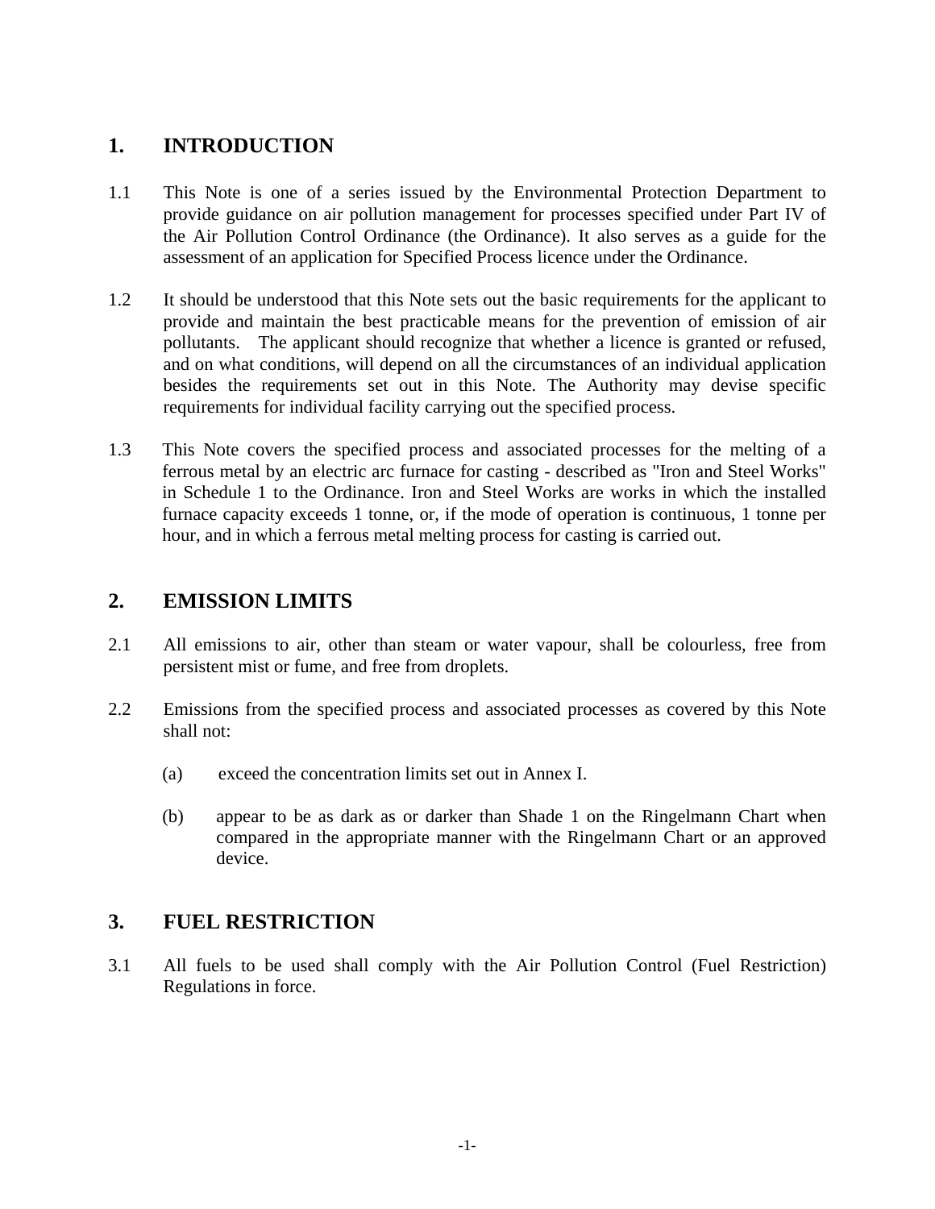## 1. INTRODUCTION

1.1 This Note is one of a series issued by the Environmental Protection Department to provide guidance on air pollution management for processes specified under Part IV of the Air Pollution Control Ordinance (the Ordinance). It also serves as a guide for the assessment of an application for Specified Process licence under the Ordinance.

1.2 It should be understood that this Note sets out the basic requirements for the applicant to provide and maintain the best practicable means for the prevention of emission of air pollutants. The applicant should recognize that whether a licence is granted or refused, and on what conditions, will depend on all the circumstances of an individual application besides the requirements set out in this Note. The Authority may devise specific requirements for individual facility carrying out the specified process.

1.3 This Note covers the specified process and associated processes for the melting of a ferrous metal by an electric arc furnace for casting - described as "Iron and Steel Works" in Schedule 1 to the Ordinance. Iron and Steel Works are works in which the installed furnace capacity exceeds 1 tonne, or, if the mode of operation is continuous, 1 tonne per hour, and in which a ferrous metal melting process for casting is carried out.

## 2. EMISSION LIMITS

2.1 All emissions to air, other than steam or water vapour, shall be colourless, free from persistent mist or fume, and free from droplets.

2.2 Emissions from the specified process and associated processes as covered by this Note shall not:

(a) exceed the concentration limits set out in Annex I.

(b) appear to be as dark as or darker than Shade 1 on the Ringelmann Chart when compared in the appropriate manner with the Ringelmann Chart or an approved device.

## 3. FUEL RESTRICTION

3.1 All fuels to be used shall comply with the Air Pollution Control (Fuel Restriction) Regulations in force.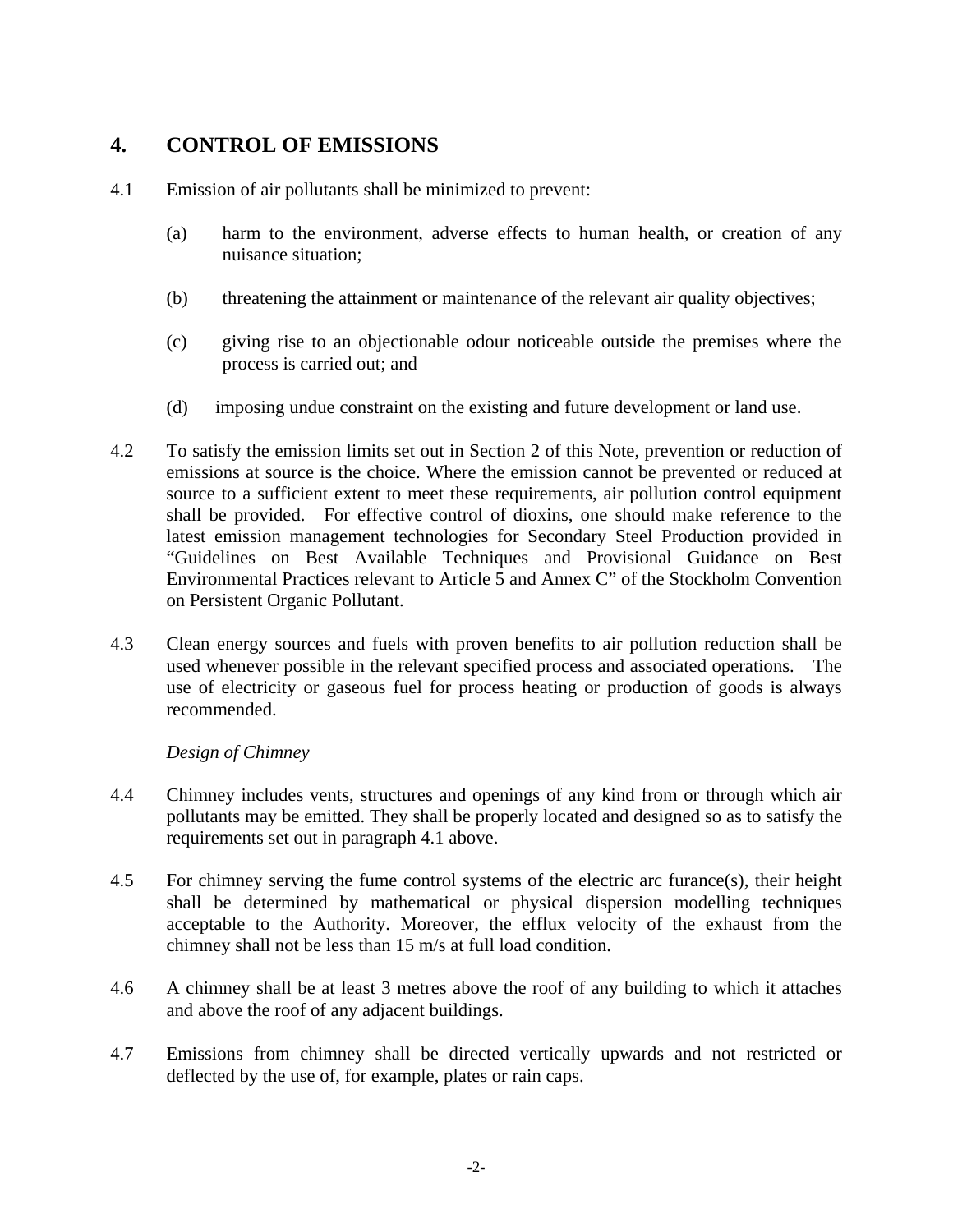## 4. CONTROL OF EMISSIONS

4.1 Emission of air pollutants shall be minimized to prevent:

(a) harm to the environment, adverse effects to human health, or creation of any nuisance situation;

(b) threatening the attainment or maintenance of the relevant air quality objectives;

(c) giving rise to an objectionable odour noticeable outside the premises where the process is carried out; and

(d) imposing undue constraint on the existing and future development or land use.

4.2 To satisfy the emission limits set out in Section 2 of this Note, prevention or reduction of emissions at source is the choice. Where the emission cannot be prevented or reduced at source to a sufficient extent to meet these requirements, air pollution control equipment shall be provided. For effective control of dioxins, one should make reference to the latest emission management technologies for Secondary Steel Production provided in "Guidelines on Best Available Techniques and Provisional Guidance on Best Environmental Practices relevant to Article 5 and Annex C" of the Stockholm Convention on Persistent Organic Pollutant.

4.3 Clean energy sources and fuels with proven benefits to air pollution reduction shall be used whenever possible in the relevant specified process and associated operations. The use of electricity or gaseous fuel for process heating or production of goods is always recommended.

*Design of Chimney*

4.4 Chimney includes vents, structures and openings of any kind from or through which air pollutants may be emitted. They shall be properly located and designed so as to satisfy the requirements set out in paragraph 4.1 above.

4.5 For chimney serving the fume control systems of the electric arc furance(s), their height shall be determined by mathematical or physical dispersion modelling techniques acceptable to the Authority. Moreover, the efflux velocity of the exhaust from the chimney shall not be less than 15 m/s at full load condition.

4.6 A chimney shall be at least 3 metres above the roof of any building to which it attaches and above the roof of any adjacent buildings.

4.7 Emissions from chimney shall be directed vertically upwards and not restricted or deflected by the use of, for example, plates or rain caps.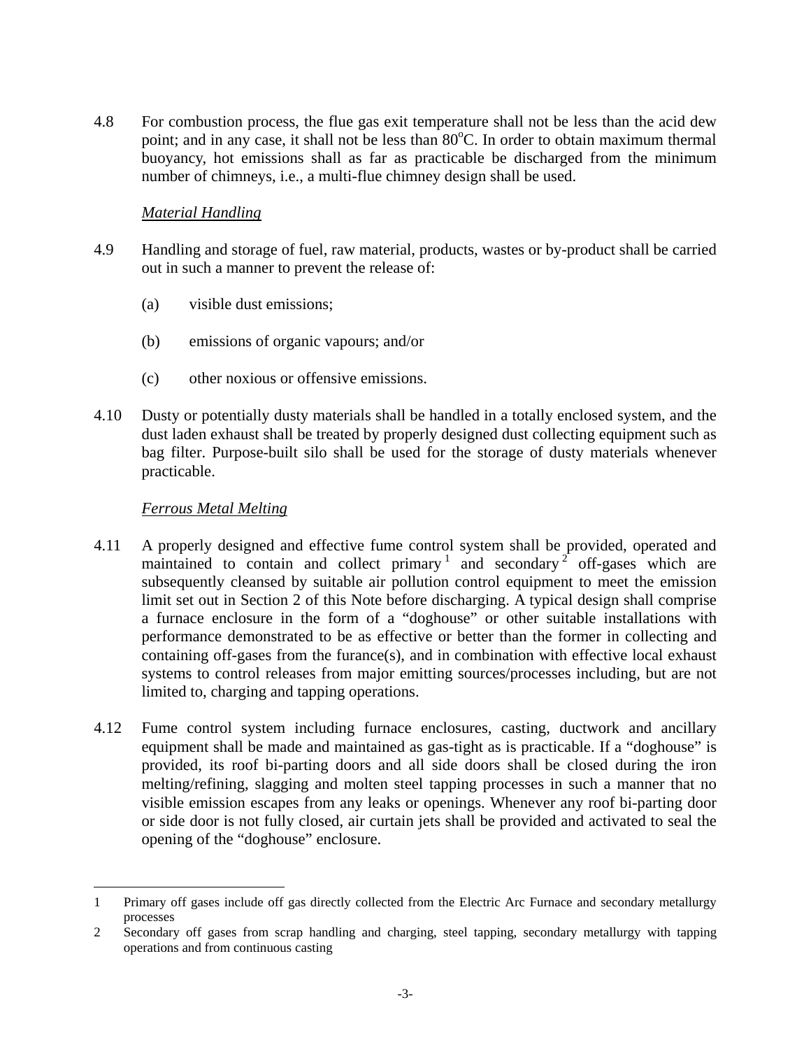4.8 For combustion process, the flue gas exit temperature shall not be less than the acid dew point; and in any case, it shall not be less than 80°C. In order to obtain maximum thermal buoyancy, hot emissions shall as far as practicable be discharged from the minimum number of chimneys, i.e., a multi-flue chimney design shall be used.

*Material Handling*

4.9 Handling and storage of fuel, raw material, products, wastes or by-product shall be carried out in such a manner to prevent the release of:

(a) visible dust emissions;

(b) emissions of organic vapours; and/or

(c) other noxious or offensive emissions.

4.10 Dusty or potentially dusty materials shall be handled in a totally enclosed system, and the dust laden exhaust shall be treated by properly designed dust collecting equipment such as bag filter. Purpose-built silo shall be used for the storage of dusty materials whenever practicable.

*Ferrous Metal Melting*

4.11 A properly designed and effective fume control system shall be provided, operated and maintained to contain and collect primary[1] and secondary[2] off-gases which are subsequently cleansed by suitable air pollution control equipment to meet the emission limit set out in Section 2 of this Note before discharging. A typical design shall comprise a furnace enclosure in the form of a "doghouse" or other suitable installations with performance demonstrated to be as effective or better than the former in collecting and containing off-gases from the furance(s), and in combination with effective local exhaust systems to control releases from major emitting sources/processes including, but are not limited to, charging and tapping operations.

4.12 Fume control system including furnace enclosures, casting, ductwork and ancillary equipment shall be made and maintained as gas-tight as is practicable. If a "doghouse" is provided, its roof bi-parting doors and all side doors shall be closed during the iron melting/refining, slagging and molten steel tapping processes in such a manner that no visible emission escapes from any leaks or openings. Whenever any roof bi-parting door or side door is not fully closed, air curtain jets shall be provided and activated to seal the opening of the "doghouse" enclosure.

---

1 Primary off gases include off gas directly collected from the Electric Arc Furnace and secondary metallurgy processes

2 Secondary off gases from scrap handling and charging, steel tapping, secondary metallurgy with tapping operations and from continuous casting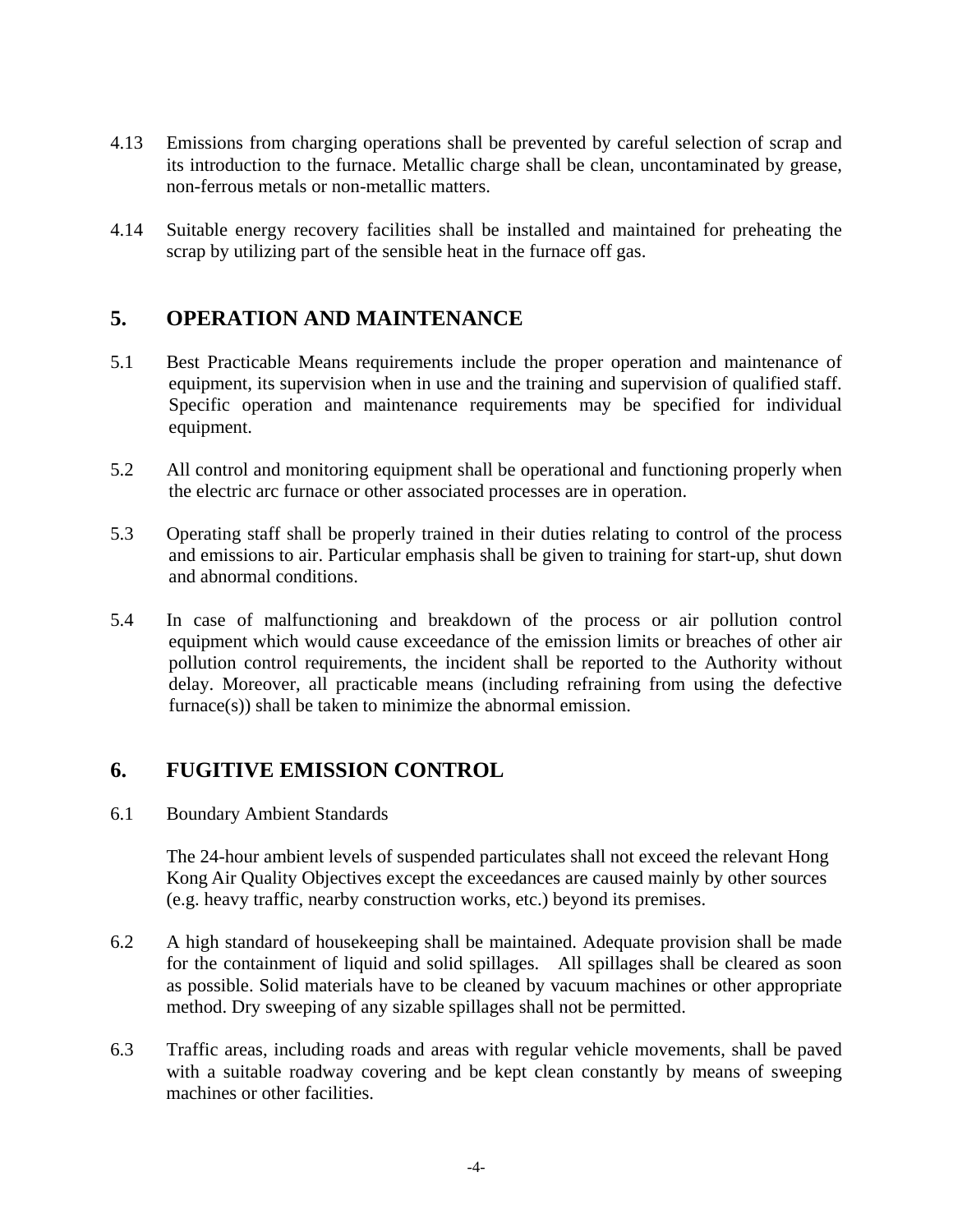4.13 Emissions from charging operations shall be prevented by careful selection of scrap and its introduction to the furnace. Metallic charge shall be clean, uncontaminated by grease, non-ferrous metals or non-metallic matters.

4.14 Suitable energy recovery facilities shall be installed and maintained for preheating the scrap by utilizing part of the sensible heat in the furnace off gas.

## 5. OPERATION AND MAINTENANCE

5.1 Best Practicable Means requirements include the proper operation and maintenance of equipment, its supervision when in use and the training and supervision of qualified staff. Specific operation and maintenance requirements may be specified for individual equipment.

5.2 All control and monitoring equipment shall be operational and functioning properly when the electric arc furnace or other associated processes are in operation.

5.3 Operating staff shall be properly trained in their duties relating to control of the process and emissions to air. Particular emphasis shall be given to training for start-up, shut down and abnormal conditions.

5.4 In case of malfunctioning and breakdown of the process or air pollution control equipment which would cause exceedance of the emission limits or breaches of other air pollution control requirements, the incident shall be reported to the Authority without delay. Moreover, all practicable means (including refraining from using the defective furnace(s)) shall be taken to minimize the abnormal emission.

## 6. FUGITIVE EMISSION CONTROL

6.1 Boundary Ambient Standards

The 24-hour ambient levels of suspended particulates shall not exceed the relevant Hong Kong Air Quality Objectives except the exceedances are caused mainly by other sources (e.g. heavy traffic, nearby construction works, etc.) beyond its premises.

6.2 A high standard of housekeeping shall be maintained. Adequate provision shall be made for the containment of liquid and solid spillages. All spillages shall be cleared as soon as possible. Solid materials have to be cleaned by vacuum machines or other appropriate method. Dry sweeping of any sizable spillages shall not be permitted.

6.3 Traffic areas, including roads and areas with regular vehicle movements, shall be paved with a suitable roadway covering and be kept clean constantly by means of sweeping machines or other facilities.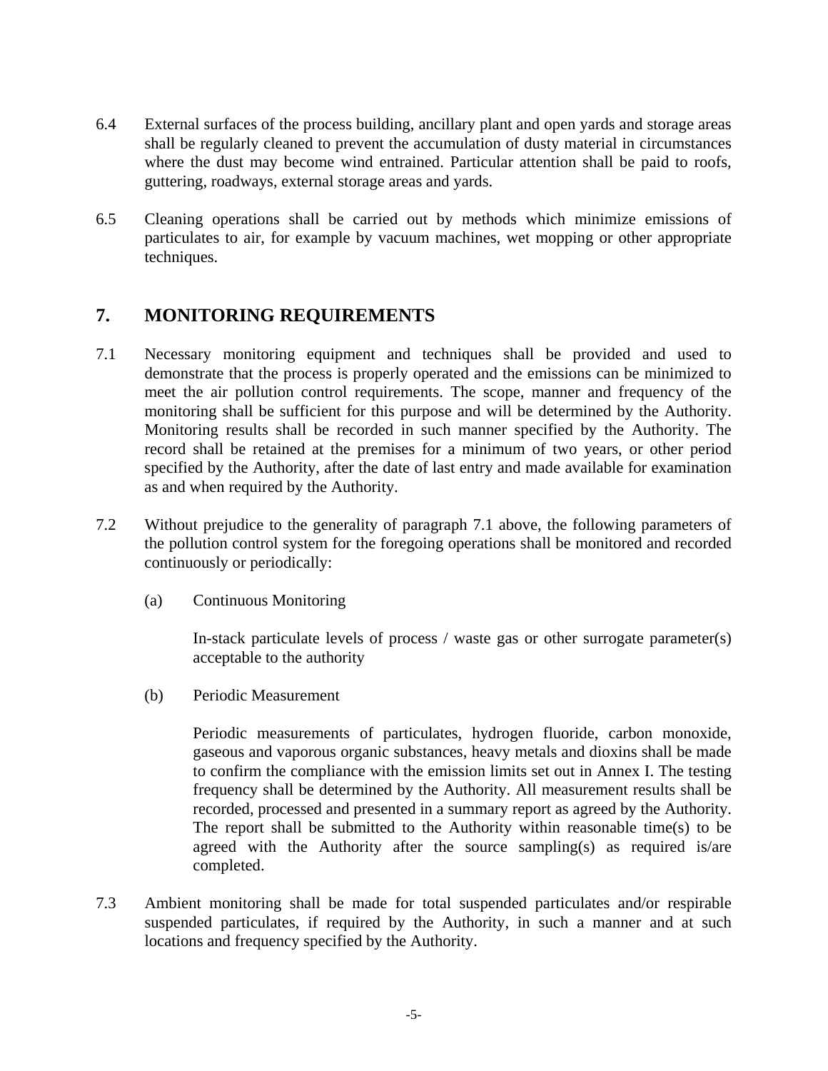6.4 External surfaces of the process building, ancillary plant and open yards and storage areas shall be regularly cleaned to prevent the accumulation of dusty material in circumstances where the dust may become wind entrained. Particular attention shall be paid to roofs, guttering, roadways, external storage areas and yards.

6.5 Cleaning operations shall be carried out by methods which minimize emissions of particulates to air, for example by vacuum machines, wet mopping or other appropriate techniques.

## 7. MONITORING REQUIREMENTS

7.1 Necessary monitoring equipment and techniques shall be provided and used to demonstrate that the process is properly operated and the emissions can be minimized to meet the air pollution control requirements. The scope, manner and frequency of the monitoring shall be sufficient for this purpose and will be determined by the Authority. Monitoring results shall be recorded in such manner specified by the Authority. The record shall be retained at the premises for a minimum of two years, or other period specified by the Authority, after the date of last entry and made available for examination as and when required by the Authority.

7.2 Without prejudice to the generality of paragraph 7.1 above, the following parameters of the pollution control system for the foregoing operations shall be monitored and recorded continuously or periodically:

(a) Continuous Monitoring

In-stack particulate levels of process / waste gas or other surrogate parameter(s) acceptable to the authority

(b) Periodic Measurement

Periodic measurements of particulates, hydrogen fluoride, carbon monoxide, gaseous and vaporous organic substances, heavy metals and dioxins shall be made to confirm the compliance with the emission limits set out in Annex I. The testing frequency shall be determined by the Authority. All measurement results shall be recorded, processed and presented in a summary report as agreed by the Authority. The report shall be submitted to the Authority within reasonable time(s) to be agreed with the Authority after the source sampling(s) as required is/are completed.

7.3 Ambient monitoring shall be made for total suspended particulates and/or respirable suspended particulates, if required by the Authority, in such a manner and at such locations and frequency specified by the Authority.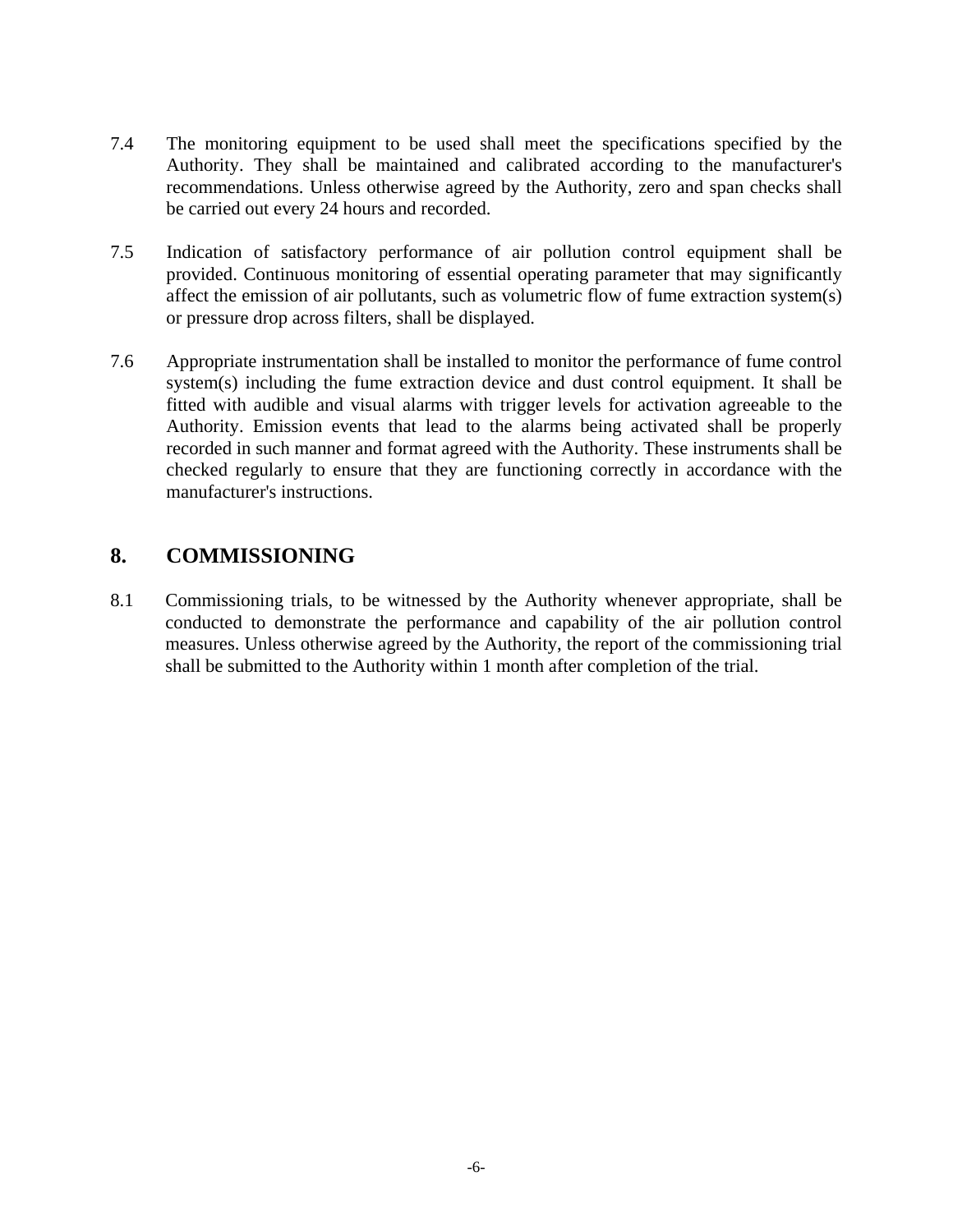7.4 The monitoring equipment to be used shall meet the specifications specified by the Authority. They shall be maintained and calibrated according to the manufacturer's recommendations. Unless otherwise agreed by the Authority, zero and span checks shall be carried out every 24 hours and recorded.

7.5 Indication of satisfactory performance of air pollution control equipment shall be provided. Continuous monitoring of essential operating parameter that may significantly affect the emission of air pollutants, such as volumetric flow of fume extraction system(s) or pressure drop across filters, shall be displayed.

7.6 Appropriate instrumentation shall be installed to monitor the performance of fume control system(s) including the fume extraction device and dust control equipment. It shall be fitted with audible and visual alarms with trigger levels for activation agreeable to the Authority. Emission events that lead to the alarms being activated shall be properly recorded in such manner and format agreed with the Authority. These instruments shall be checked regularly to ensure that they are functioning correctly in accordance with the manufacturer's instructions.

## 8. COMMISSIONING

8.1 Commissioning trials, to be witnessed by the Authority whenever appropriate, shall be conducted to demonstrate the performance and capability of the air pollution control measures. Unless otherwise agreed by the Authority, the report of the commissioning trial shall be submitted to the Authority within 1 month after completion of the trial.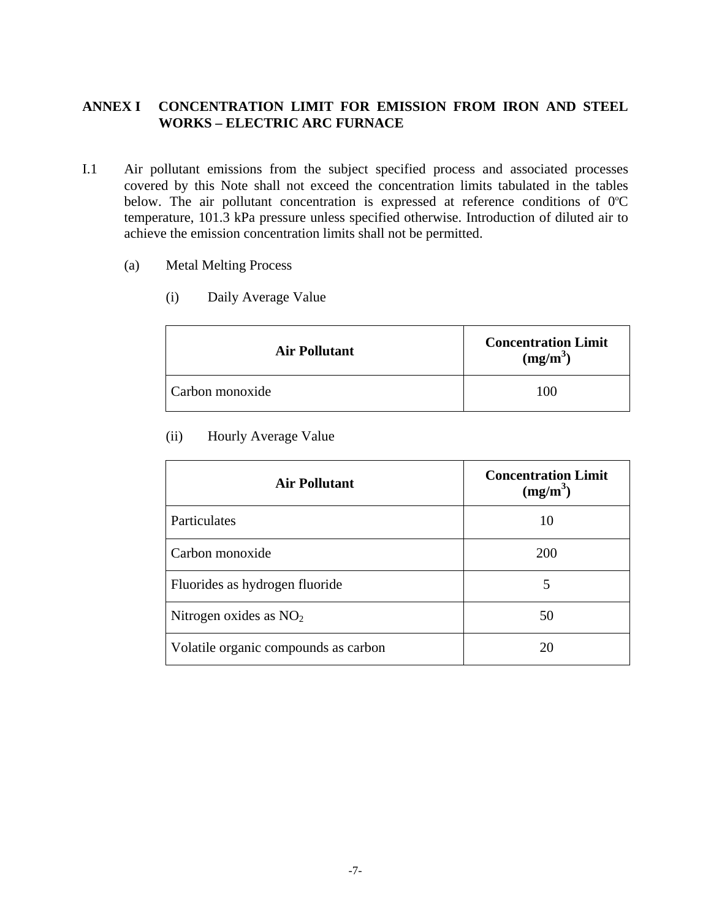## ANNEX I CONCENTRATION LIMIT FOR EMISSION FROM IRON AND STEEL WORKS – ELECTRIC ARC FURNACE

I.1 Air pollutant emissions from the subject specified process and associated processes covered by this Note shall not exceed the concentration limits tabulated in the tables below. The air pollutant concentration is expressed at reference conditions of 0ºC temperature, 101.3 kPa pressure unless specified otherwise. Introduction of diluted air to achieve the emission concentration limits shall not be permitted.

(a) Metal Melting Process

(i) Daily Average Value

| Air Pollutant | Concentration Limit ($mg/m^3$) |
|---|---|
| Carbon monoxide | 100 |

(ii) Hourly Average Value

| Air Pollutant | Concentration Limit ($mg/m^3$) |
|---|---|
| Particulates | 10 |
| Carbon monoxide | 200 |
| Fluorides as hydrogen fluoride | 5 |
| Nitrogen oxides as $NO_2$ | 50 |
| Volatile organic compounds as carbon | 20 |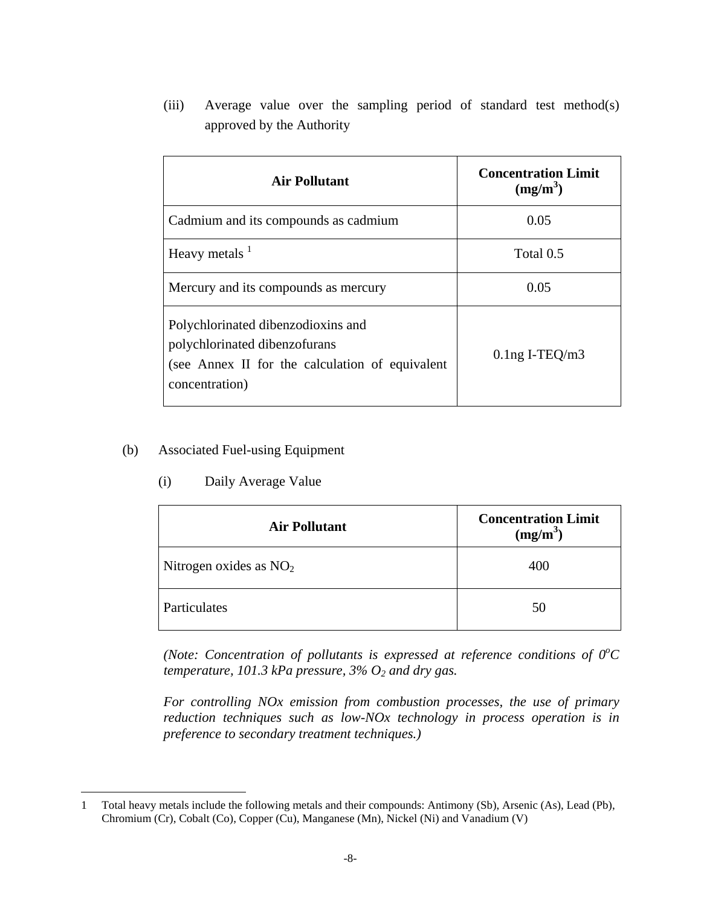(iii) Average value over the sampling period of standard test method(s) approved by the Authority

| Air Pollutant | Concentration Limit ($mg/m^3$) |
|---|---|
| Cadmium and its compounds as cadmium | 0.05 |
| Heavy metals [1] | Total 0.5 |
| Mercury and its compounds as mercury | 0.05 |
| Polychlorinated dibenzodioxins and polychlorinated dibenzofurans (see Annex II for the calculation of equivalent concentration) | 0.1ng I-TEQ/m3 |

(b) Associated Fuel-using Equipment

(i) Daily Average Value

| Air Pollutant | Concentration Limit ($mg/m^3$) |
|---|---|
| Nitrogen oxides as $NO_2$ | 400 |
| Particulates | 50 |

*(Note: Concentration of pollutants is expressed at reference conditions of $0^oC$ temperature, 101.3 kPa pressure, 3% $O_2$ and dry gas.*

*For controlling NOx emission from combustion processes, the use of primary reduction techniques such as low-NOx technology in process operation is in preference to secondary treatment techniques.)*

---

1 Total heavy metals include the following metals and their compounds: Antimony (Sb), Arsenic (As), Lead (Pb), Chromium (Cr), Cobalt (Co), Copper (Cu), Manganese (Mn), Nickel (Ni) and Vanadium (V)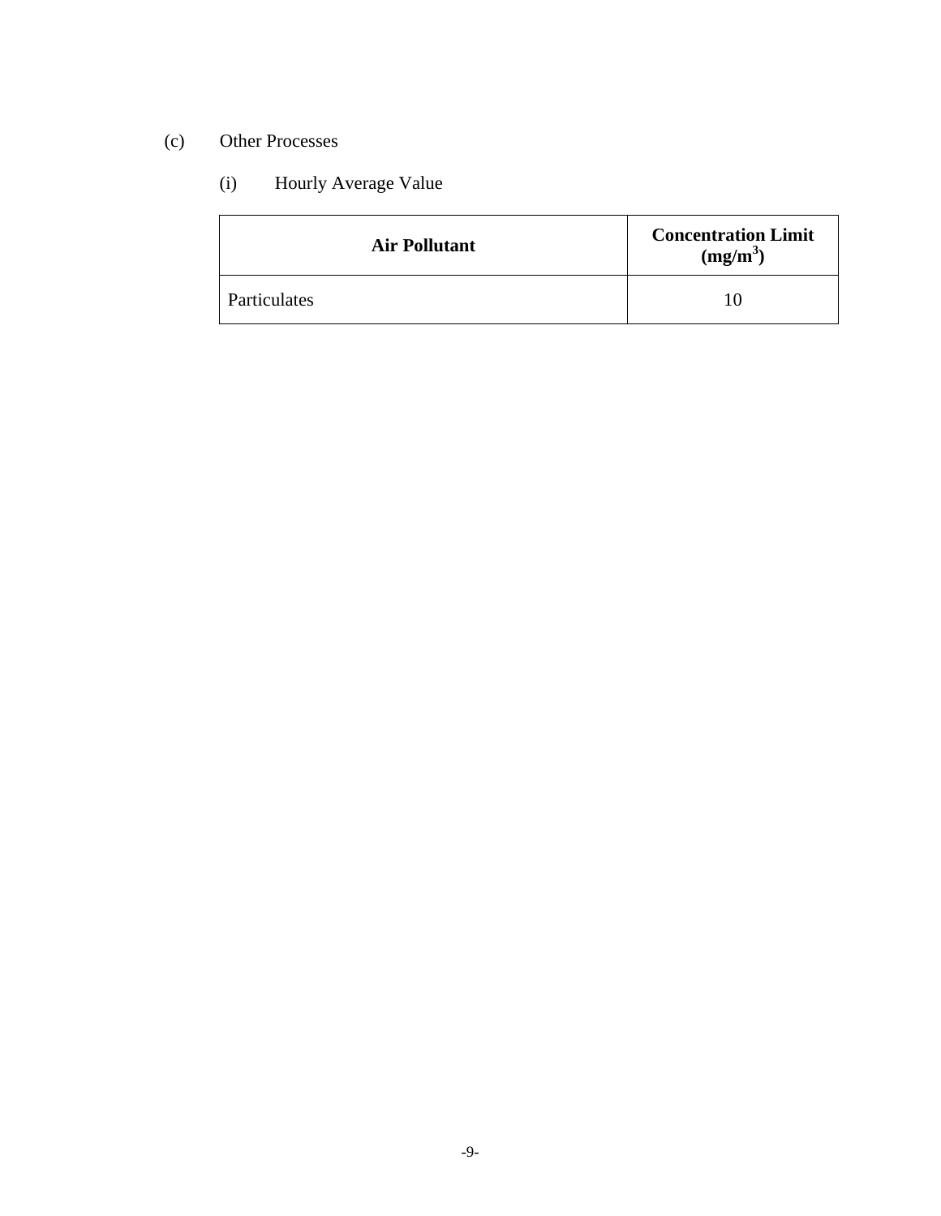(c) Other Processes

(i) Hourly Average Value

| **Air Pollutant** | **Concentration Limit ($mg/m^3$)** |
|---|---|
| Particulates | 10 |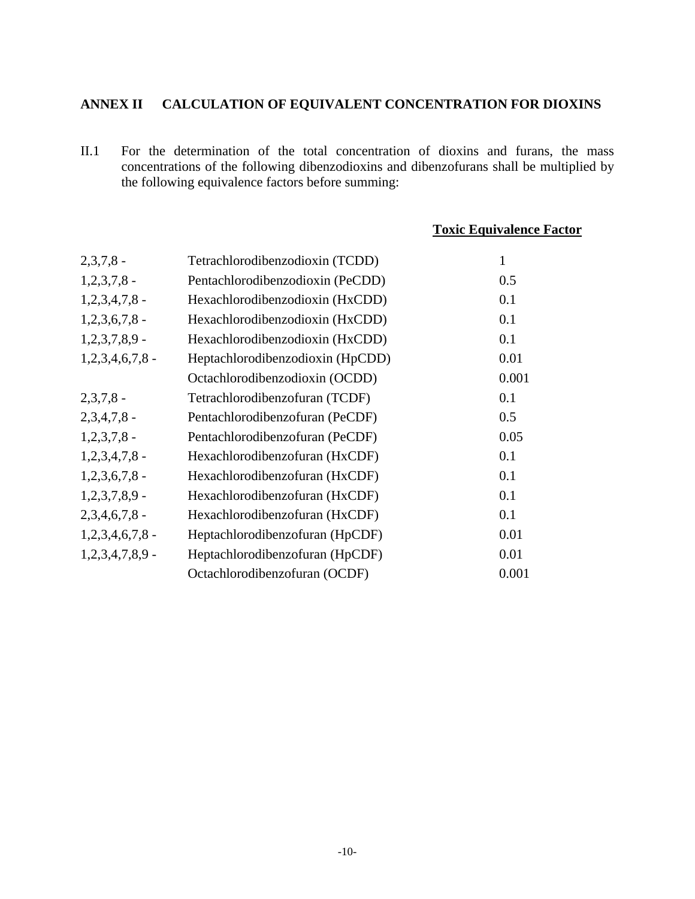## ANNEX II CALCULATION OF EQUIVALENT CONCENTRATION FOR DIOXINS

II.1 For the determination of the total concentration of dioxins and furans, the mass concentrations of the following dibenzodioxins and dibenzofurans shall be multiplied by the following equivalence factors before summing:

| | | **Toxic Equivalence Factor** |
|---|---|---|
| 2,3,7,8 - | Tetrachlorodibenzodioxin (TCDD) | 1 |
| 1,2,3,7,8 - | Pentachlorodibenzodioxin (PeCDD) | 0.5 |
| 1,2,3,4,7,8 - | Hexachlorodibenzodioxin (HxCDD) | 0.1 |
| 1,2,3,6,7,8 - | Hexachlorodibenzodioxin (HxCDD) | 0.1 |
| 1,2,3,7,8,9 - | Hexachlorodibenzodioxin (HxCDD) | 0.1 |
| 1,2,3,4,6,7,8 - | Heptachlorodibenzodioxin (HpCDD) | 0.01 |
| | Octachlorodibenzodioxin (OCDD) | 0.001 |
| 2,3,7,8 - | Tetrachlorodibenzofuran (TCDF) | 0.1 |
| 2,3,4,7,8 - | Pentachlorodibenzofuran (PeCDF) | 0.5 |
| 1,2,3,7,8 - | Pentachlorodibenzofuran (PeCDF) | 0.05 |
| 1,2,3,4,7,8 - | Hexachlorodibenzofuran (HxCDF) | 0.1 |
| 1,2,3,6,7,8 - | Hexachlorodibenzofuran (HxCDF) | 0.1 |
| 1,2,3,7,8,9 - | Hexachlorodibenzofuran (HxCDF) | 0.1 |
| 2,3,4,6,7,8 - | Hexachlorodibenzofuran (HxCDF) | 0.1 |
| 1,2,3,4,6,7,8 - | Heptachlorodibenzofuran (HpCDF) | 0.01 |
| 1,2,3,4,7,8,9 - | Heptachlorodibenzofuran (HpCDF) | 0.01 |
| | Octachlorodibenzofuran (OCDF) | 0.001 |